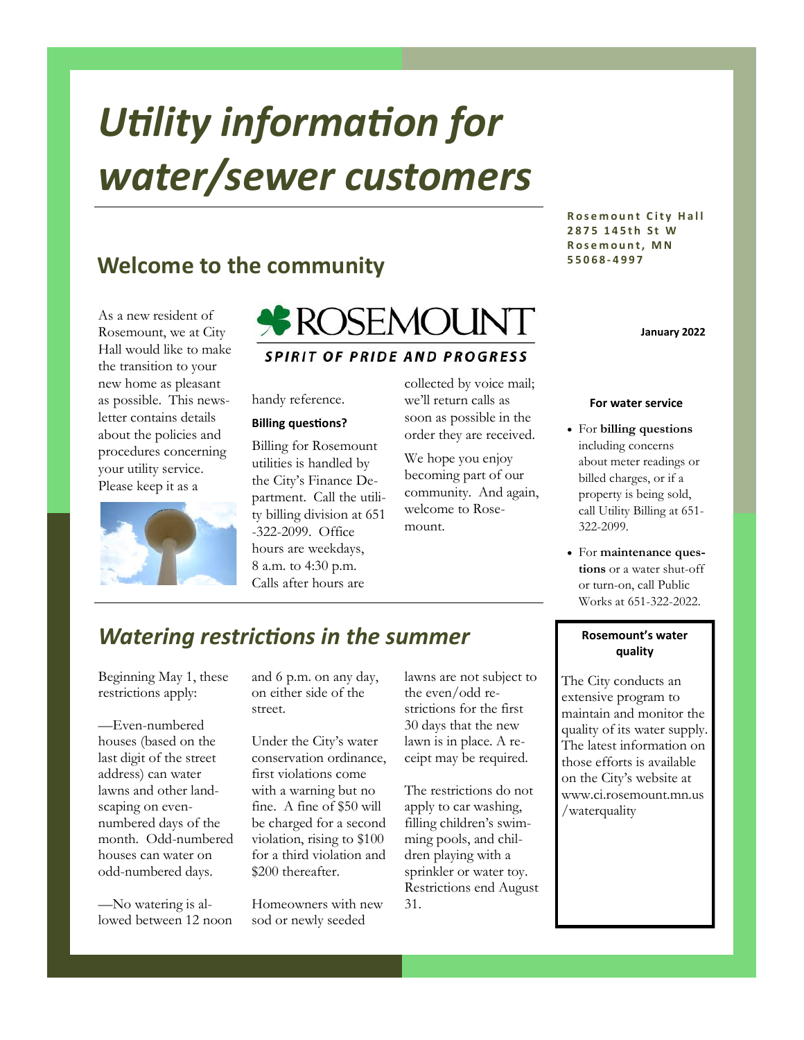# *Utility information for water/sewer customers*

**Rosemount City Hall**
**2875 145th St W**
**Rosemount, MN**
**55068-4997**

**January 2022**

## Welcome to the community

ROSEMOUNT
*SPIRIT OF PRIDE AND PROGRESS*

As a new resident of Rosemount, we at City Hall would like to make the transition to your new home as pleasant as possible. This newsletter contains details about the policies and procedures concerning your utility service. Please keep it as a handy reference.

**Billing questions?**

Billing for Rosemount utilities is handled by the City's Finance Department. Call the utility billing division at 651-322-2099. Office hours are weekdays, 8 a.m. to 4:30 p.m. Calls after hours are collected by voice mail; we'll return calls as soon as possible in the order they are received.

We hope you enjoy becoming part of our community. And again, welcome to Rosemount.

**For water service**

- For **billing questions** including concerns about meter readings or billed charges, or if a property is being sold, call Utility Billing at 651-322-2099.
- For **maintenance questions** or a water shut-off or turn-on, call Public Works at 651-322-2022.

## *Watering restrictions in the summer*

Beginning May 1, these restrictions apply:

—Even-numbered houses (based on the last digit of the street address) can water lawns and other landscaping on even-numbered days of the month. Odd-numbered houses can water on odd-numbered days.

—No watering is allowed between 12 noon and 6 p.m. on any day, on either side of the street.

Under the City's water conservation ordinance, first violations come with a warning but no fine. A fine of $50 will be charged for a second violation, rising to $100 for a third violation and $200 thereafter.

Homeowners with new sod or newly seeded lawns are not subject to the even/odd restrictions for the first 30 days that the new lawn is in place. A receipt may be required.

The restrictions do not apply to car washing, filling children's swimming pools, and children playing with a sprinkler or water toy. Restrictions end August 31.

**Rosemount's water quality**

The City conducts an extensive program to maintain and monitor the quality of its water supply. The latest information on those efforts is available on the City's website at www.ci.rosemount.mn.us/waterquality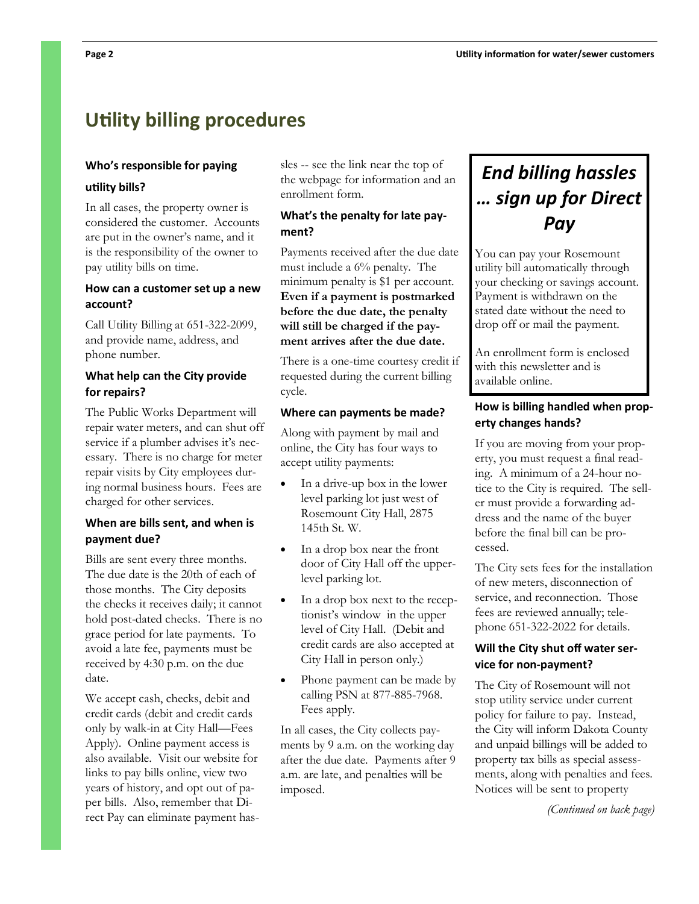# Utility billing procedures

### Who's responsible for paying utility bills?

In all cases, the property owner is considered the customer. Accounts are put in the owner's name, and it is the responsibility of the owner to pay utility bills on time.

### How can a customer set up a new account?

Call Utility Billing at 651-322-2099, and provide name, address, and phone number.

### What help can the City provide for repairs?

The Public Works Department will repair water meters, and can shut off service if a plumber advises it's necessary. There is no charge for meter repair visits by City employees during normal business hours. Fees are charged for other services.

### When are bills sent, and when is payment due?

Bills are sent every three months. The due date is the 20th of each of those months. The City deposits the checks it receives daily; it cannot hold post-dated checks. There is no grace period for late payments. To avoid a late fee, payments must be received by 4:30 p.m. on the due date.

We accept cash, checks, debit and credit cards (debit and credit cards only by walk-in at City Hall—Fees Apply). Online payment access is also available. Visit our website for links to pay bills online, view two years of history, and opt out of paper bills. Also, remember that Direct Pay can eliminate payment hassles -- see the link near the top of the webpage for information and an enrollment form.

### What's the penalty for late payment?

Payments received after the due date must include a 6% penalty. The minimum penalty is $1 per account. **Even if a payment is postmarked before the due date, the penalty will still be charged if the payment arrives after the due date.**

There is a one-time courtesy credit if requested during the current billing cycle.

### Where can payments be made?

Along with payment by mail and online, the City has four ways to accept utility payments:

- In a drive-up box in the lower level parking lot just west of Rosemount City Hall, 2875 145th St. W.
- In a drop box near the front door of City Hall off the upper-level parking lot.
- In a drop box next to the receptionist's window in the upper level of City Hall. (Debit and credit cards are also accepted at City Hall in person only.)
- Phone payment can be made by calling PSN at 877-885-7968. Fees apply.

In all cases, the City collects payments by 9 a.m. on the working day after the due date. Payments after 9 a.m. are late, and penalties will be imposed.

## *End billing hassles … sign up for Direct Pay*

You can pay your Rosemount utility bill automatically through your checking or savings account. Payment is withdrawn on the stated date without the need to drop off or mail the payment.

An enrollment form is enclosed with this newsletter and is available online.

### How is billing handled when property changes hands?

If you are moving from your property, you must request a final reading. A minimum of a 24-hour notice to the City is required. The seller must provide a forwarding address and the name of the buyer before the final bill can be processed.

The City sets fees for the installation of new meters, disconnection of service, and reconnection. Those fees are reviewed annually; telephone 651-322-2022 for details.

### Will the City shut off water service for non-payment?

The City of Rosemount will not stop utility service under current policy for failure to pay. Instead, the City will inform Dakota County and unpaid billings will be added to property tax bills as special assessments, along with penalties and fees. Notices will be sent to property

*(Continued on back page)*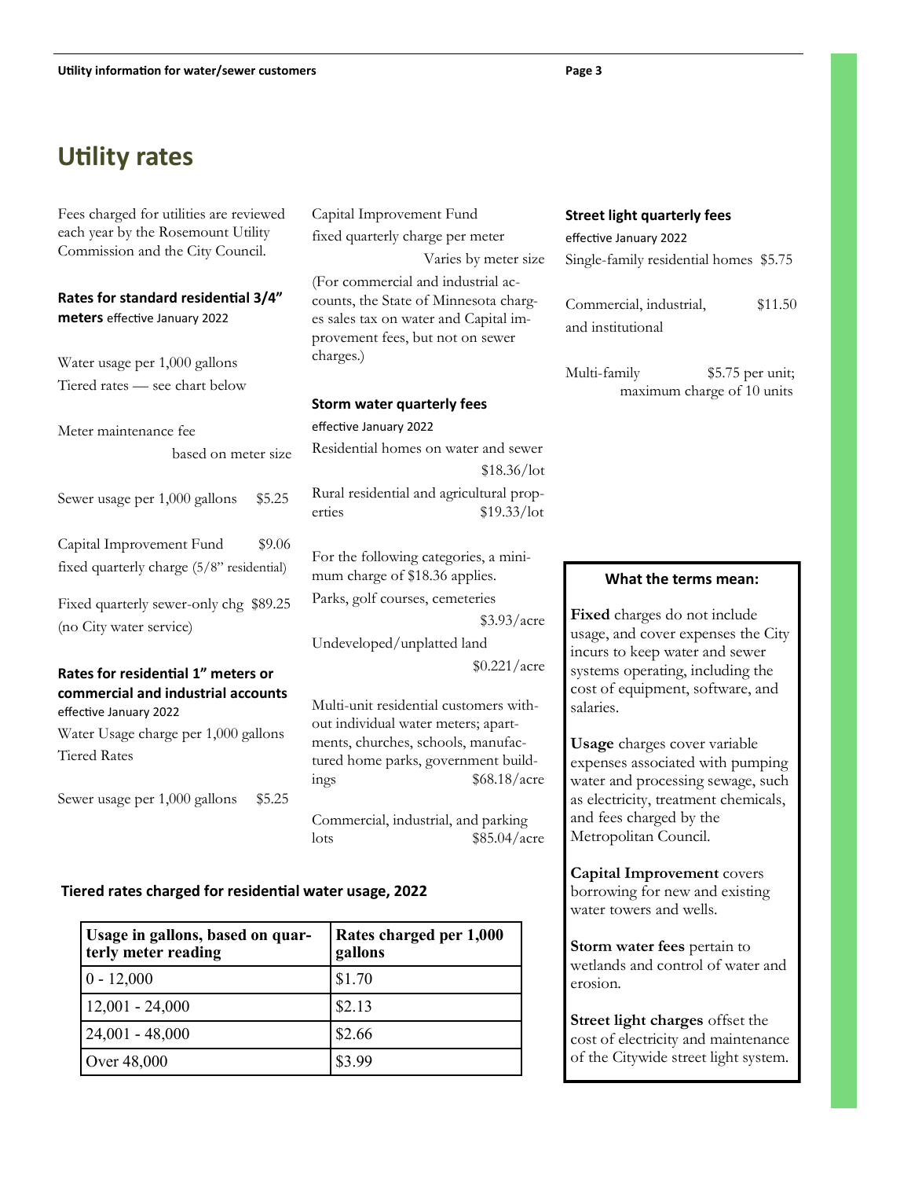# Utility rates

Fees charged for utilities are reviewed each year by the Rosemount Utility Commission and the City Council.

### Rates for standard residential 3/4" meters effective January 2022

Water usage per 1,000 gallons
Tiered rates — see chart below

Meter maintenance fee
based on meter size

Sewer usage per 1,000 gallons $5.25

Capital Improvement Fund $9.06
fixed quarterly charge (5/8" residential)

Fixed quarterly sewer-only chg $89.25
(no City water service)

### Rates for residential 1" meters or commercial and industrial accounts

effective January 2022

Water Usage charge per 1,000 gallons
Tiered Rates

Sewer usage per 1,000 gallons $5.25

Capital Improvement Fund
fixed quarterly charge per meter
Varies by meter size

(For commercial and industrial accounts, the State of Minnesota charges sales tax on water and Capital improvement fees, but not on sewer charges.)

### Storm water quarterly fees

effective January 2022

Residential homes on water and sewer
$18.36/lot

Rural residential and agricultural properties $19.33/lot

For the following categories, a minimum charge of $18.36 applies.

Parks, golf courses, cemeteries
$3.93/acre

Undeveloped/unplatted land
$0.221/acre

Multi-unit residential customers without individual water meters; apartments, churches, schools, manufactured home parks, government buildings $68.18/acre

Commercial, industrial, and parking lots $85.04/acre

### Tiered rates charged for residential water usage, 2022

| Usage in gallons, based on quarterly meter reading | Rates charged per 1,000 gallons |
|---|---|
| 0 - 12,000 | $1.70 |
| 12,001 - 24,000 | $2.13 |
| 24,001 - 48,000 | $2.66 |
| Over 48,000 | $3.99 |

### Street light quarterly fees

effective January 2022

Single-family residential homes $5.75

Commercial, industrial, and institutional $11.50

Multi-family $5.75 per unit; maximum charge of 10 units

### What the terms mean:

**Fixed** charges do not include usage, and cover expenses the City incurs to keep water and sewer systems operating, including the cost of equipment, software, and salaries.

**Usage** charges cover variable expenses associated with pumping water and processing sewage, such as electricity, treatment chemicals, and fees charged by the Metropolitan Council.

**Capital Improvement** covers borrowing for new and existing water towers and wells.

**Storm water fees** pertain to wetlands and control of water and erosion.

**Street light charges** offset the cost of electricity and maintenance of the Citywide street light system.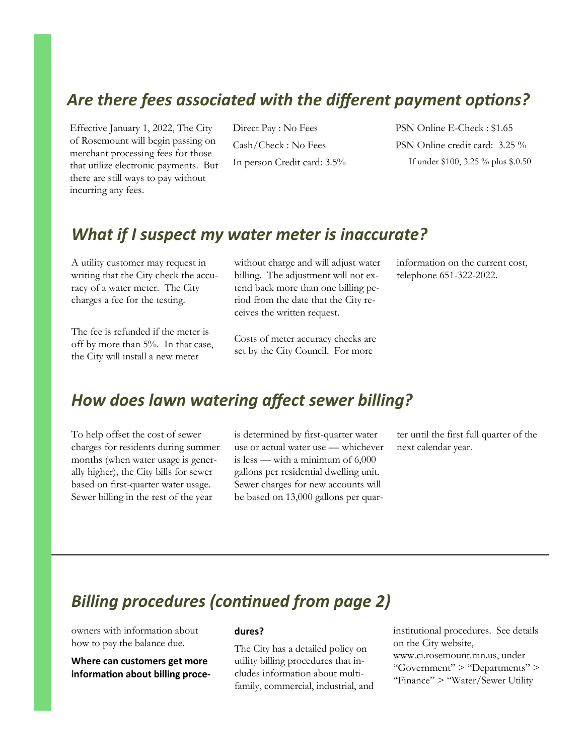## *Are there fees associated with the different payment options?*

Effective January 1, 2022, The City of Rosemount will begin passing on merchant processing fees for those that utilize electronic payments. But there are still ways to pay without incurring any fees.

Direct Pay : No Fees

Cash/Check : No Fees

In person Credit card: 3.5%

PSN Online E-Check : $1.65

PSN Online credit card: 3.25 %

If under $100, 3.25 % plus $.0.50

## *What if I suspect my water meter is inaccurate?*

A utility customer may request in writing that the City check the accuracy of a water meter. The City charges a fee for the testing.

The fee is refunded if the meter is off by more than 5%. In that case, the City will install a new meter without charge and will adjust water billing. The adjustment will not extend back more than one billing period from the date that the City receives the written request.

Costs of meter accuracy checks are set by the City Council. For more information on the current cost, telephone 651-322-2022.

## *How does lawn watering affect sewer billing?*

To help offset the cost of sewer charges for residents during summer months (when water usage is generally higher), the City bills for sewer based on first-quarter water usage. Sewer billing in the rest of the year is determined by first-quarter water use or actual water use — whichever is less — with a minimum of 6,000 gallons per residential dwelling unit. Sewer charges for new accounts will be based on 13,000 gallons per quarter until the first full quarter of the next calendar year.

---

## *Billing procedures (continued from page 2)*

owners with information about how to pay the balance due.

**Where can customers get more information about billing procedures?**

The City has a detailed policy on utility billing procedures that includes information about multi-family, commercial, industrial, and institutional procedures. See details on the City website, www.ci.rosemount.mn.us, under "Government" > "Departments" > "Finance" > "Water/Sewer Utility